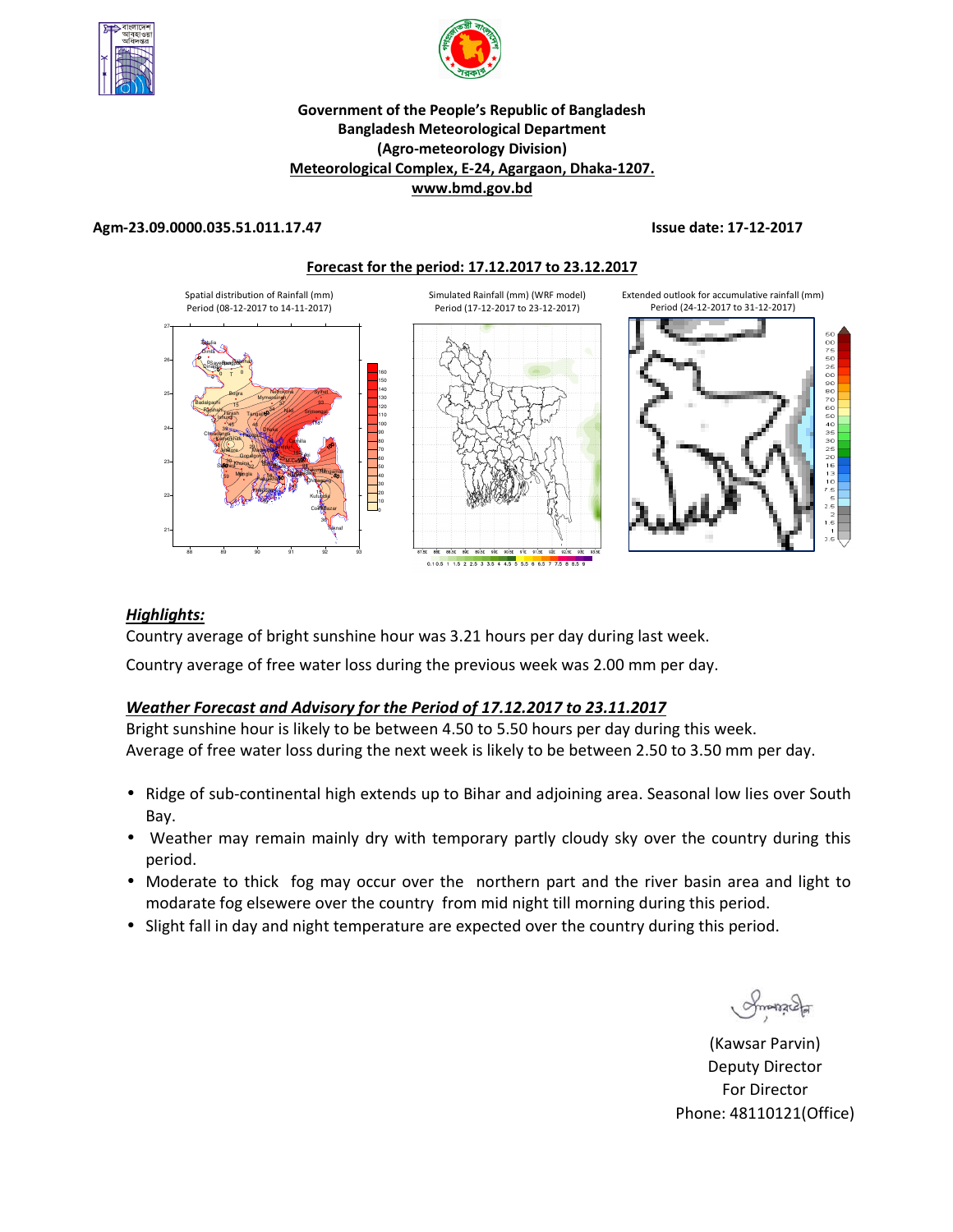**Government of the People's Republic of Bangladesh**
**Bangladesh Meteorological Department**
**(Agro-meteorology Division)**
**Meteorological Complex, E-24, Agargaon, Dhaka-1207.**
**www.bmd.gov.bd**

**Agm-23.09.0000.035.51.011.17.47** **Issue date: 17-12-2017**

**Forecast for the period: 17.12.2017 to 23.12.2017**

Spatial distribution of Rainfall (mm) Period (08-12-2017 to 14-11-2017)

Simulated Rainfall (mm) (WRF model) Period (17-12-2017 to 23-12-2017)

Extended outlook for accumulative rainfall (mm) Period (24-12-2017 to 31-12-2017)

## *Highlights:*

Country average of bright sunshine hour was 3.21 hours per day during last week.

Country average of free water loss during the previous week was 2.00 mm per day.

## *Weather Forecast and Advisory for the Period of 17.12.2017 to 23.11.2017*

Bright sunshine hour is likely to be between 4.50 to 5.50 hours per day during this week.
Average of free water loss during the next week is likely to be between 2.50 to 3.50 mm per day.

- Ridge of sub-continental high extends up to Bihar and adjoining area. Seasonal low lies over South Bay.
- Weather may remain mainly dry with temporary partly cloudy sky over the country during this period.
- Moderate to thick fog may occur over the northern part and the river basin area and light to modarate fog elsewere over the country from mid night till morning during this period.
- Slight fall in day and night temperature are expected over the country during this period.

(Kawsar Parvin)
Deputy Director
For Director
Phone: 48110121(Office)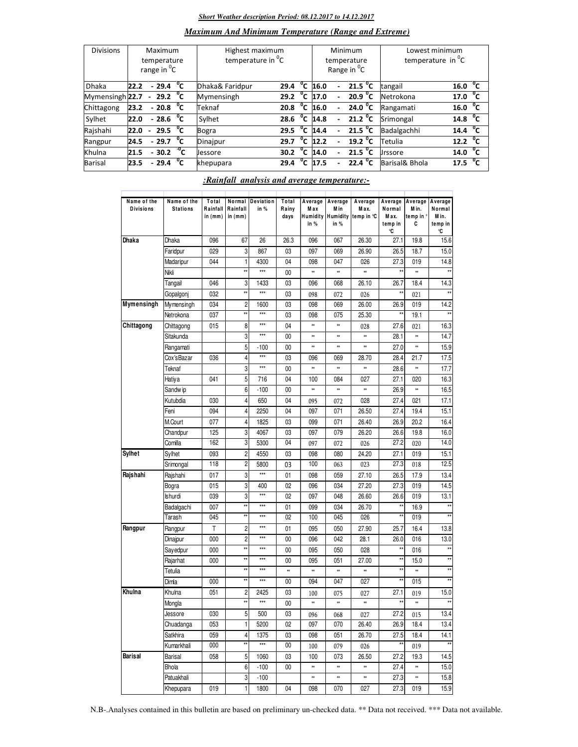***Short Weather description Period: 08.12.2017 to 14.12.2017***

***Maximum And Minimum Temperature (Range and Extreme)***

| Divisions | Maximum temperature range in $^0$C | Highest maximum temperature in $^0$C | | Minimum temperature Range in $^0$C | Lowest minimum temperature in $^0$C | |
|---|---|---|---|---|---|---|
| Dhaka | 22.2 - 29.4 $^0$C | Dhaka& Faridpur | 29.4 $^0$C | 16.0 - 21.5 $^0$C | tangail | 16.0 $^0$C |
| Mymensingh | 22.7 - 29.2 $^0$C | Mymensingh | 29.2 $^0$C | 17.0 - 20.9 $^0$C | Netrokona | 17.0 $^0$C |
| Chittagong | 23.2 - 20.8 $^0$C | Teknaf | 20.8 $^0$C | 16.0 - 24.0 $^0$C | Rangamati | 16.0 $^0$C |
| Sylhet | 22.0 - 28.6 $^0$C | Sylhet | 28.6 $^0$C | 14.8 - 21.2 $^0$C | Srimongal | 14.8 $^0$C |
| Rajshahi | 22.0 - 29.5 $^0$C | Bogra | 29.5 $^0$C | 14.4 - 21.5 $^0$C | Badalgachhi | 14.4 $^0$C |
| Rangpur | 24.5 - 29.7 $^0$C | Dinajpur | 29.7 $^0$C | 12.2 - 19.2 $^0$C | Tetulia | 12.2 $^0$C |
| Khulna | 21.5 - 30.2 $^0$C | Jessore | 30.2 $^0$C | 14.0 - 21.5 $^0$C | Jrssore | 14.0 $^0$C |
| Barisal | 23.5 - 29.4 $^0$C | khepupara | 29.4 $^0$C | 17.5 - 22.4 $^0$C | Barisal& Bhola | 17.5 $^0$C |

***:Rainfall analysis and average temperature:-***

| Name of the Divisions | Name of the Stations | Total Rainfall in (mm) | Normal Rainfall in (mm) | Deviation in % | Total Rainy days | Average Max Humidity in % | Average Min Humidity in % | Average Max. temp in ℃ | Average Normal Max. temp in ℃ | Average Min. temp in ° C | Average Normal Min. temp in ℃ |
|---|---|---|---|---|---|---|---|---|---|---|---|
| **Dhaka** | Dhaka | 096 | 67 | 26 | 26.3 | 096 | 067 | 26.30 | 27.1 | 19.8 | 15.6 |
| | Faridpur | 029 | 3 | 867 | 03 | 097 | 069 | 26.90 | 26.5 | 18.7 | 15.0 |
| | Madaripur | 044 | 1 | 4300 | 04 | 098 | 047 | 026 | 27.3 | 019 | 14.8 |
| | Nikli | | ** | *** | 00 | ** | ** | ** | ** | ** | ** |
| | Tangail | 046 | 3 | 1433 | 03 | 096 | 068 | 26.10 | 26.7 | 18.4 | 14.3 |
| | Gopalgonj | 032 | ** | *** | 03 | 098 | 072 | 026 | ** | 021 | ** |
| **Mymensingh** | Mymensingh | 034 | 2 | 1600 | 03 | 098 | 069 | 26.00 | 26.9 | 019 | 14.2 |
| | Netrokona | 037 | ** | *** | 03 | 098 | 075 | 25.30 | ** | 19.1 | ** |
| **Chittagong** | Chittagong | 015 | 8 | *** | 04 | ** | ** | 028 | 27.6 | 021 | 16.3 |
| | Sitakunda | | 3 | *** | 00 | ** | ** | ** | 28.1 | ** | 14.7 |
| | Rangamati | | 5 | -100 | 00 | ** | ** | ** | 27.0 | ** | 15.9 |
| | Cox'sBazar | 036 | 4 | *** | 03 | 096 | 069 | 28.70 | 28.4 | 21.7 | 17.5 |
| | Teknaf | | 3 | *** | 00 | ** | ** | ** | 28.6 | ** | 17.7 |
| | Hatiya | 041 | 5 | 716 | 04 | 100 | 084 | 027 | 27.1 | 020 | 16.3 |
| | Sandwip | | 6 | -100 | 00 | ** | ** | ** | 26.9 | ** | 16.5 |
| | Kutubdia | 030 | 4 | 650 | 04 | 095 | 072 | 028 | 27.4 | 021 | 17.1 |
| | Feni | 094 | 4 | 2250 | 04 | 097 | 071 | 26.50 | 27.4 | 19.4 | 15.1 |
| | M.Court | 077 | 4 | 1825 | 03 | 099 | 071 | 26.40 | 26.9 | 20.2 | 16.4 |
| | Chandpur | 125 | 3 | 4067 | 03 | 097 | 079 | 26.20 | 26.6 | 19.8 | 16.0 |
| | Comilla | 162 | 3 | 5300 | 04 | 097 | 072 | 026 | 27.2 | 020 | 14.0 |
| **Sylhet** | Sylhet | 093 | 2 | 4550 | 03 | 098 | 080 | 24.20 | 27.1 | 019 | 15.1 |
| | Srimongal | 118 | 2 | 5800 | 03 | 100 | 063 | 023 | 27.3 | 018 | 12.5 |
| **Rajshahi** | Rajshahi | 017 | 3 | *** | 01 | 098 | 059 | 27.10 | 26.5 | 17.9 | 13.4 |
| | Bogra | 015 | 3 | 400 | 02 | 096 | 034 | 27.20 | 27.3 | 019 | 14.5 |
| | Ishurdi | 039 | 3 | *** | 02 | 097 | 048 | 26.60 | 26.6 | 019 | 13.1 |
| | Badalgachi | 007 | ** | *** | 01 | 099 | 034 | 26.70 | ** | 16.9 | ** |
| | Tarash | 045 | ** | *** | 02 | 100 | 045 | 026 | ** | 019 | ** |
| **Rangpur** | Rangpur | T | 2 | *** | 01 | 095 | 050 | 27.90 | 25.7 | 16.4 | 13.8 |
| | Dinajpur | 000 | 2 | *** | 00 | 096 | 042 | 28.1 | 26.0 | 016 | 13.0 |
| | Sayedpur | 000 | ** | *** | 00 | 095 | 050 | 028 | ** | 016 | ** |
| | Rajarhat | 000 | ** | *** | 00 | 095 | 051 | 27.00 | ** | 15.0 | ** |
| | Tetulia | | ** | *** | ** | ** | ** | ** | ** | ** | ** |
| | Dimla | 000 | ** | *** | 00 | 094 | 047 | 027 | ** | 015 | ** |
| **Khulna** | Khulna | 051 | 2 | 2425 | 03 | 100 | 075 | 027 | 27.1 | 019 | 15.0 |
| | Mongla | | ** | *** | 00 | ** | ** | ** | ** | ** | ** |
| | Jessore | 030 | 5 | 500 | 03 | 096 | 068 | 027 | 27.2 | 015 | 13.4 |
| | Chuadanga | 053 | 1 | 5200 | 02 | 097 | 070 | 26.40 | 26.9 | 18.4 | 13.4 |
| | Satkhira | 059 | 4 | 1375 | 03 | 098 | 051 | 26.70 | 27.5 | 18.4 | 14.1 |
| | Kumarkhali | 000 | ** | *** | 00 | 100 | 079 | 026 | ** | 019 | ** |
| **Barisal** | Barisal | 058 | 5 | 1060 | 03 | 100 | 073 | 26.50 | 27.2 | 19.3 | 14.5 |
| | Bhola | | 6 | -100 | 00 | ** | ** | ** | 27.4 | ** | 15.0 |
| | Patuakhali | | 3 | -100 | | ** | ** | ** | 27.3 | ** | 15.8 |
| | Khepupara | 019 | 1 | 1800 | 04 | 098 | 070 | 027 | 27.3 | 019 | 15.9 |

N.B-.Analyses contained in this bulletin are based on preliminary un-checked data. ** Data not received. *** Data not available.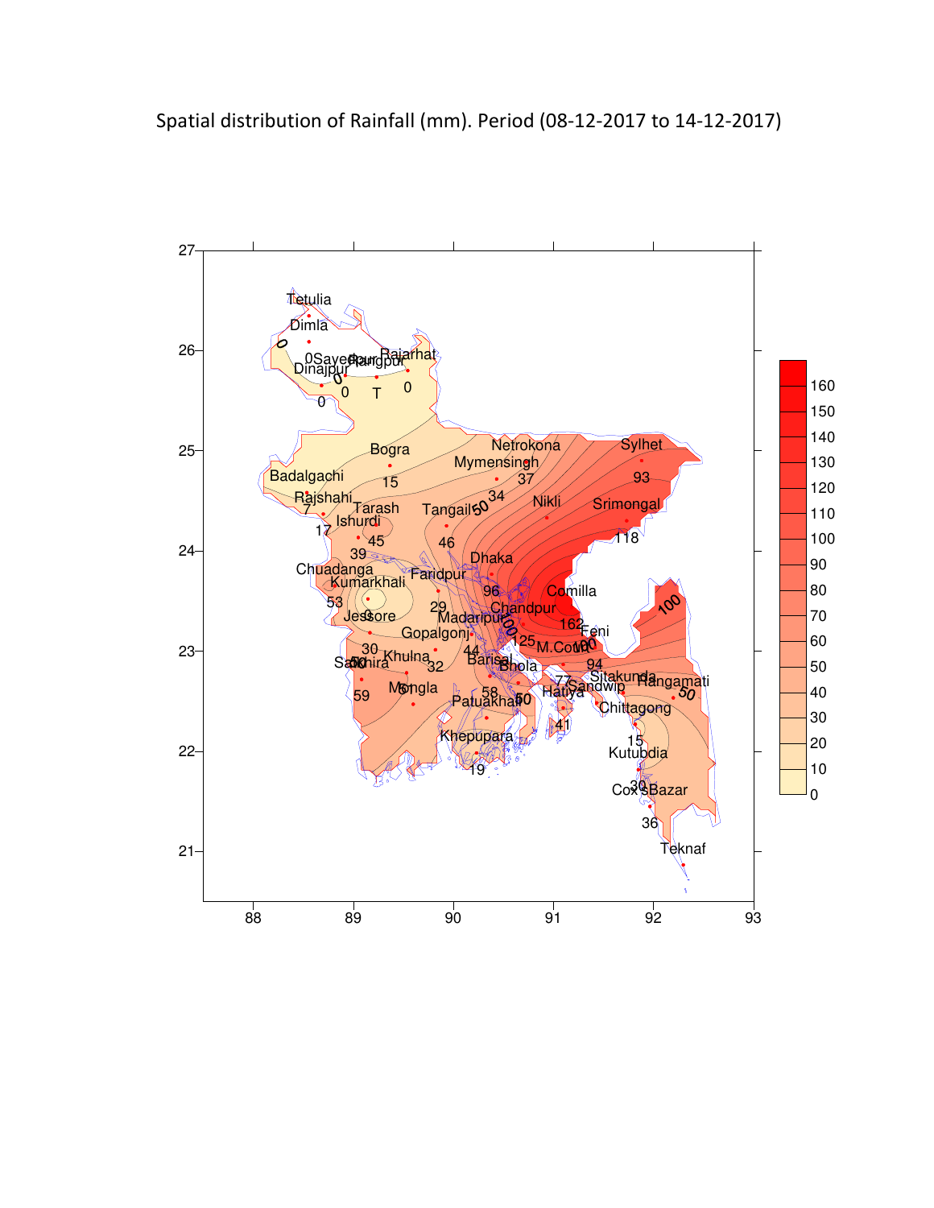Spatial distribution of Rainfall (mm). Period (08-12-2017 to 14-12-2017)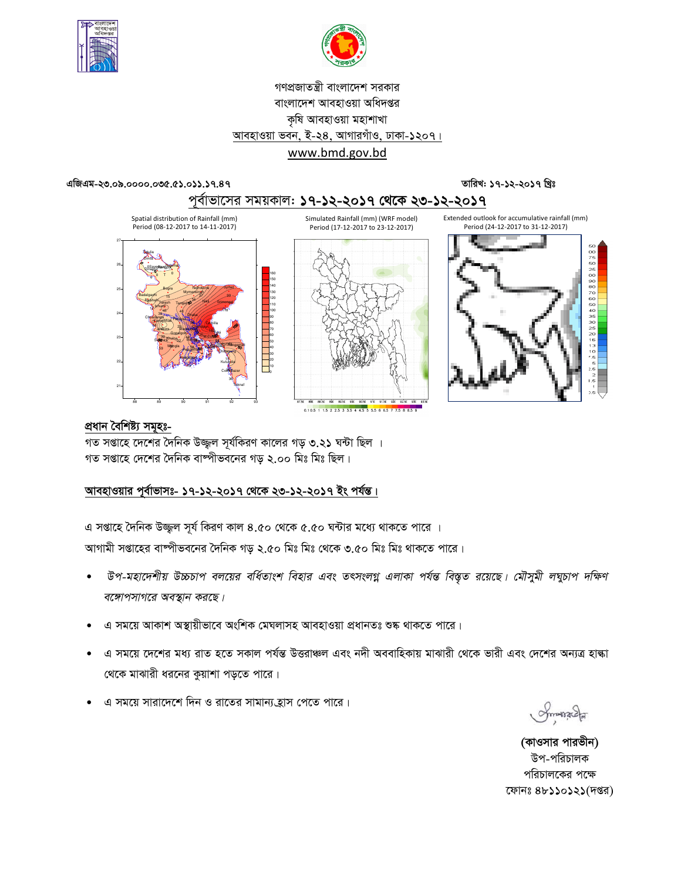গণপ্রজাতন্ত্রী বাংলাদেশ সরকার
বাংলাদেশ আবহাওয়া অধিদপ্তর
কৃষি আবহাওয়া মহাশাখা
আবহাওয়া ভবন, ই-২৪, আগারগাঁও, ঢাকা-১২০৭।
www.bmd.gov.bd

**এজিএম-২৩.০৯.০০০০.০৩৫.৫১.০১১.১৭.৪৭** **তারিখ: ১৭-১২-২০১৭ খ্রিঃ**

## পূর্বাভাসের সময়কাল: ১৭-১২-২০১৭ থেকে ২৩-১২-২০১৭

Spatial distribution of Rainfall (mm)
Period (08-12-2017 to 14-11-2017)

Simulated Rainfall (mm) (WRF model)
Period (17-12-2017 to 23-12-2017)

Extended outlook for accumulative rainfall (mm)
Period (24-12-2017 to 31-12-2017)

### প্রধান বৈশিষ্ট্য সমূহঃ-

গত সপ্তাহে দেশের দৈনিক উজ্জ্বল সূর্যকিরণ কালের গড় ৩.২১ ঘন্টা ছিল ।
গত সপ্তাহে দেশের দৈনিক বাষ্পীভবনের গড় ২.০০ মিঃ মিঃ ছিল।

### আবহাওয়ার পূর্বাভাসঃ- ১৭-১২-২০১৭ থেকে ২৩-১২-২০১৭ ইং পর্যন্ত।

এ সপ্তাহে দৈনিক উজ্জ্বল সূর্য কিরণ কাল ৪.৫০ থেকে ৫.৫০ ঘন্টার মধ্যে থাকতে পারে ।
আগামী সপ্তাহের বাষ্পীভবনের দৈনিক গড় ২.৫০ মিঃ মিঃ থেকে ৩.৫০ মিঃ মিঃ থাকতে পারে।

- *উপ-মহাদেশীয় উচ্চচাপ বলয়ের বর্ধিতাংশ বিহার এবং তৎসংলগ্ন এলাকা পর্যন্ত বিস্তৃত রয়েছে। মৌসুমী লঘুচাপ দক্ষিণ বঙ্গোপসাগরে অবস্থান করছে।*
- এ সময়ে আকাশ অস্থায়ীভাবে অংশিক মেঘলাসহ আবহাওয়া প্রধানতঃ শুষ্ক থাকতে পারে।
- এ সময়ে দেশের মধ্য রাত হতে সকাল পর্যন্ত উত্তরাঞ্চল এবং নদী অববাহিকায় মাঝারী থেকে ভারী এবং দেশের অন্যত্র হাল্কা থেকে মাঝারী ধরনের কুয়াশা পড়তে পারে।
- এ সময়ে সারাদেশে দিন ও রাতের সামান্য হ্রাস পেতে পারে।

**(কাওসার পারভীন)**
উপ-পরিচালক
পরিচালকের পক্ষে
ফোনঃ ৪৮১১০১২১(দপ্তর)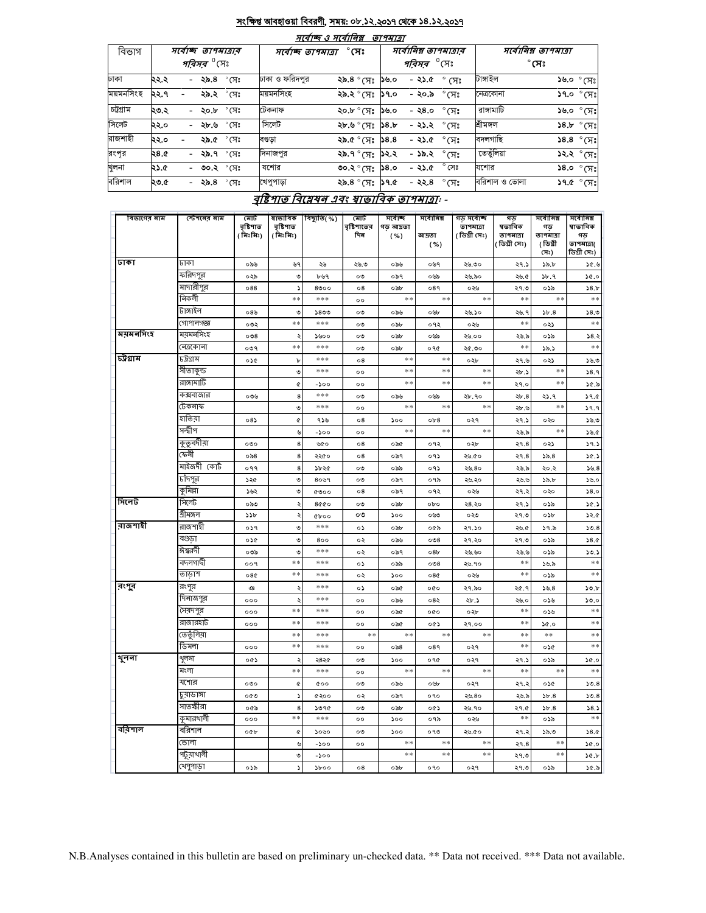## সংক্ষিপ্ত আবহাওয়া বিবরণী, সময়: ০৮.১২.২০১৭ থেকে ১৪.১২.২০১৭

### সর্বোচ্চ ও সর্বোনিম্ন তাপমাত্রা

| বিভাগ | সর্বোচ্চ তাপমাত্রার পরিসর °সেঃ | সর্বোচ্চ তাপমাত্রা °সেঃ | | সর্বোনিম্ন তাপমাত্রার পরিসর °সেঃ | সর্বোনিম্ন তাপমাত্রা °সেঃ | |
|---|---|---|---|---|---|---|
| ঢাকা | ২২.২ - ২৯.৪ °সেঃ | ঢাকা ও ফরিদপুর | ২৯.৪ °সেঃ | ১৬.০ - ২১.৫ °সেঃ | টাঙ্গাইল | ১৬.০ °সেঃ |
| ময়মনসিংহ | ২২.৭ - ২৯.২ °সেঃ | ময়মনসিংহ | ২৯.২ °সেঃ | ১৭.০ - ২০.৯ °সেঃ | নেত্রকোনা | ১৭.০ °সেঃ |
| চট্টগ্রাম | ২৩.২ - ২০.৮ °সেঃ | টেকনাফ | ২০.৮ °সেঃ | ১৬.০ - ২৪.০ °সেঃ | রাঙ্গামাটি | ১৬.০ °সেঃ |
| সিলেট | ২২.০ - ২৮.৬ °সেঃ | সিলেট | ২৮.৬ °সেঃ | ১৪.৮ - ২১.২ °সেঃ | শ্রীমঙ্গল | ১৪.৮ °সেঃ |
| রাজশাহী | ২২.০ - ২৯.৫ °সেঃ | বগুড়া | ২৯.৫ °সেঃ | ১৪.৪ - ২১.৫ °সেঃ | বদলগাছি | ১৪.৪ °সেঃ |
| রংপুর | ২৪.৫ - ২৯.৭ °সেঃ | দিনাজপুর | ২৯.৭ °সেঃ | ১২.২ - ১৯.২ °সেঃ | তেতুঁলিয়া | ১২.২ °সেঃ |
| খুলনা | ২১.৫ - ৩০.২ °সেঃ | যশোর | ৩০.২ °সেঃ | ১৪.০ - ২১.৫ °সেঃ | যশোর | ১৪.০ °সেঃ |
| বরিশাল | ২৩.৫ - ২৯.৪ °সেঃ | খেপুপাড়া | ২৯.৪ °সেঃ | ১৭.৫ - ২২.৪ °সেঃ | বরিশাল ও ভোলা | ১৭.৫ °সেঃ |

### বৃষ্টিপাত বিশ্লেষন এবং স্বাভাবিক তাপমাত্রাঃ -

| বিভাগের নাম | স্টেশনের নাম | মোট বৃষ্টিপাত (মিঃমিঃ) | স্বাভাবিক বৃষ্টিপাত (মিঃমিঃ) | বিচ্যুতি(%) | মোট বৃষ্টিপাতের দিন | সর্বোচ্চ গড় আদ্রতা (%) | সর্বোনিম্ন আদ্রতা (%) | গড় সর্বোচ্চ তাপমাত্রা (ডিগ্রী সেঃ) | গড় স্বাভাবিক তাপমাত্রা (ডিগ্রী সেঃ) | সর্বোনিম্ন গড় তাপমাত্রা (ডিগ্রী সেঃ) | সর্বোনিম্ন স্বাভাবিক গড় তাপমাত্রা( ডিগ্রী সেঃ) |
|---|---|---|---|---|---|---|---|---|---|---|---|
| ঢাকা | ঢাকা | ০৯৬ | ৬৭ | ২৬ | ২৬.৩ | ০৯৬ | ০৬৭ | ২৬.৩০ | ২৭.১ | ১৯.৮ | ১৫.৬ |
| | ফরিদপুর | ০২৯ | ৩ | ৮৬৭ | ০৩ | ০৯৭ | ০৬৯ | ২৬.৯০ | ২৬.৫ | ১৮.৭ | ১৫.০ |
| | মাদারীপুর | ০৪৪ | ১ | ৪৩০০ | ০৪ | ০৯৮ | ০৪৭ | ০২৬ | ২৭.৩ | ০১৯ | ১৪.৮ |
| | নিকলী | | ** | *** | ০০ | ** | ** | ** | ** | ** | ** |
| | টাঙ্গাইল | ০৪৬ | ৩ | ১৪৩৩ | ০৩ | ০৯৬ | ০৬৮ | ২৬.১০ | ২৬.৭ | ১৮.৪ | ১৪.৩ |
| | গোপালগঞ্জ | ০৩২ | ** | *** | ০৩ | ০৯৮ | ০৭২ | ০২৬ | ** | ০২১ | ** |
| ময়মনসিংহ | ময়মনসিংহ | ০৩৪ | ২ | ১৬০০ | ০৩ | ০৯৮ | ০৬৯ | ২৬.০০ | ২৬.৯ | ০১৯ | ১৪.২ |
| | নেত্রকোনা | ০৩৭ | ** | *** | ০৩ | ০৯৮ | ০৭৫ | ২৫.৩০ | ** | ১৯.১ | ** |
| চট্টগ্রাম | চট্টগ্রাম | ০১৫ | ৮ | *** | ০৪ | ** | ** | ০২৮ | ২৭.৬ | ০২১ | ১৬.৩ |
| | সীতাকুন্ড | | ৩ | *** | ০০ | ** | ** | ** | ২৮.১ | ** | ১৪.৭ |
| | রাঙ্গামাটি | | ৫ | -১০০ | ০০ | ** | ** | ** | ২৭.০ | ** | ১৫.৯ |
| | কক্সবাজার | ০৩৬ | ৪ | *** | ০৩ | ০৯৬ | ০৬৯ | ২৮.৭০ | ২৮.৪ | ২১.৭ | ১৭.৫ |
| | টেকনাফ | | ৩ | *** | ০০ | ** | ** | ** | ২৮.৬ | ** | ১৭.৭ |
| | হাতিয়া | ০৪১ | ৫ | ৭১৬ | ০৪ | ১০০ | ০৮৪ | ০২৭ | ২৭.১ | ০২০ | ১৬.৩ |
| | সন্দীপ | | ৬ | -১০০ | ০০ | ** | ** | ** | ২৬.৯ | ** | ১৬.৫ |
| | কুতুবদীয়া | ০৩০ | ৪ | ৬৫০ | ০৪ | ০৯৫ | ০৭২ | ০২৮ | ২৭.৪ | ০২১ | ১৭.১ |
| | ফেনী | ০৯৪ | ৪ | ২২৫০ | ০৪ | ০৯৭ | ০৭১ | ২৬.৫০ | ২৭.৪ | ১৯.৪ | ১৫.১ |
| | মাইজদী কোর্ট | ০৭৭ | ৪ | ১৮২৫ | ০৩ | ০৯৯ | ০৭১ | ২৬.৪০ | ২৬.৯ | ২০.২ | ১৬.৪ |
| | চাঁদপুর | ১২৫ | ৩ | ৪০৬৭ | ০৩ | ০৯৭ | ০৭৯ | ২৬.২০ | ২৬.৬ | ১৯.৮ | ১৬.০ |
| | কুমিল্লা | ১৬২ | ৩ | ৫৩০০ | ০৪ | ০৯৭ | ০৭২ | ০২৬ | ২৭.২ | ০২০ | ১৪.০ |
| সিলেট | সিলেট | ০৯৩ | ২ | ৪৫৫০ | ০৩ | ০৯৮ | ০৮০ | ২৪.২০ | ২৭.১ | ০১৯ | ১৫.১ |
| | শ্রীমঙ্গল | ১১৮ | ২ | ৫৮০০ | ০৩ | ১০০ | ০৬৩ | ০২৩ | ২৭.৩ | ০১৮ | ১২.৫ |
| রাজশাহী | রাজশাহী | ০১৭ | ৩ | *** | ০১ | ০৯৮ | ০৫৯ | ২৭.১০ | ২৬.৫ | ১৭.৯ | ১৩.৪ |
| | বগুড়া | ০১৫ | ৩ | ৪০০ | ০২ | ০৯৬ | ০৩৪ | ২৭.২০ | ২৭.৩ | ০১৯ | ১৪.৫ |
| | ঈশ্বরদী | ০৩৯ | ৩ | *** | ০২ | ০৯৭ | ০৪৮ | ২৬.৬০ | ২৬.৬ | ০১৯ | ১৩.১ |
| | বদলগাছী | ০০৭ | ** | *** | ০১ | ০৯৯ | ০৩৪ | ২৬.৭০ | ** | ১৬.৯ | ** |
| | তাড়াশ | ০৪৫ | ** | *** | ০২ | ১০০ | ০৪৫ | ০২৬ | ** | ০১৯ | ** |
| রংপুর | রংপুর | ঞ | ২ | *** | ০১ | ০৯৫ | ০৫০ | ২৭.৯০ | ২৫.৭ | ১৬.৪ | ১৩.৮ |
| | দিনাজপুর | ০০০ | ২ | *** | ০০ | ০৯৬ | ০৪২ | ২৮.১ | ২৬.০ | ০১৬ | ১৩.০ |
| | সৈয়দপুর | ০০০ | ** | *** | ০০ | ০৯৫ | ০৫০ | ০২৮ | ** | ০১৬ | ** |
| | রাজারহাট | ০০০ | ** | *** | ০০ | ০৯৫ | ০৫১ | ২৭.০০ | ** | ১৫.০ | ** |
| | তেতুঁলিয়া | | ** | *** | ** | ** | ** | ** | ** | ** | ** |
| | ডিমলা | ০০০ | ** | *** | ০০ | ০৯৪ | ০৪৭ | ০২৭ | ** | ০১৫ | ** |
| খুলনা | খুলনা | ০৫১ | ২ | ২৪২৫ | ০৩ | ১০০ | ০৭৫ | ০২৭ | ২৭.১ | ০১৯ | ১৫.০ |
| | মংলা | | ** | *** | ০০ | ** | ** | ** | ** | ** | ** |
| | যশোর | ০৩০ | ৫ | ৫০০ | ০৩ | ০৯৬ | ০৬৮ | ০২৭ | ২৭.২ | ০১৫ | ১৩.৪ |
| | চুয়াডাঙ্গা | ০৫৩ | ১ | ৫২০০ | ০২ | ০৯৭ | ০৭০ | ২৬.৪০ | ২৬.৯ | ১৮.৪ | ১৩.৪ |
| | সাতক্ষীরা | ০৫৯ | ৪ | ১৩৭৫ | ০৩ | ০৯৮ | ০৫১ | ২৬.৭০ | ২৭.৫ | ১৮.৪ | ১৪.১ |
| | কুমারখালী | ০০০ | ** | *** | ০০ | ১০০ | ০৭৯ | ০২৬ | ** | ০১৯ | ** |
| বরিশাল | বরিশাল | ০৫৮ | ৫ | ১০৬০ | ০৩ | ১০০ | ০৭৩ | ২৬.৫০ | ২৭.২ | ১৯.৩ | ১৪.৫ |
| | ভোলা | | ৬ | -১০০ | ০০ | ** | ** | ** | ২৭.৪ | ** | ১৫.০ |
| | পটুয়াখালী | | ৩ | -১০০ | | ** | ** | ** | ২৭.৩ | ** | ১৫.৮ |
| | খেপুপাড়া | ০১৯ | ১ | ১৮০০ | ০৪ | ০৯৮ | ০৭০ | ০২৭ | ২৭.৩ | ০১৯ | ১৫.৯ |

N.B.Analyses contained in this bulletin are based on preliminary un-checked data. ** Data not received. *** Data not available.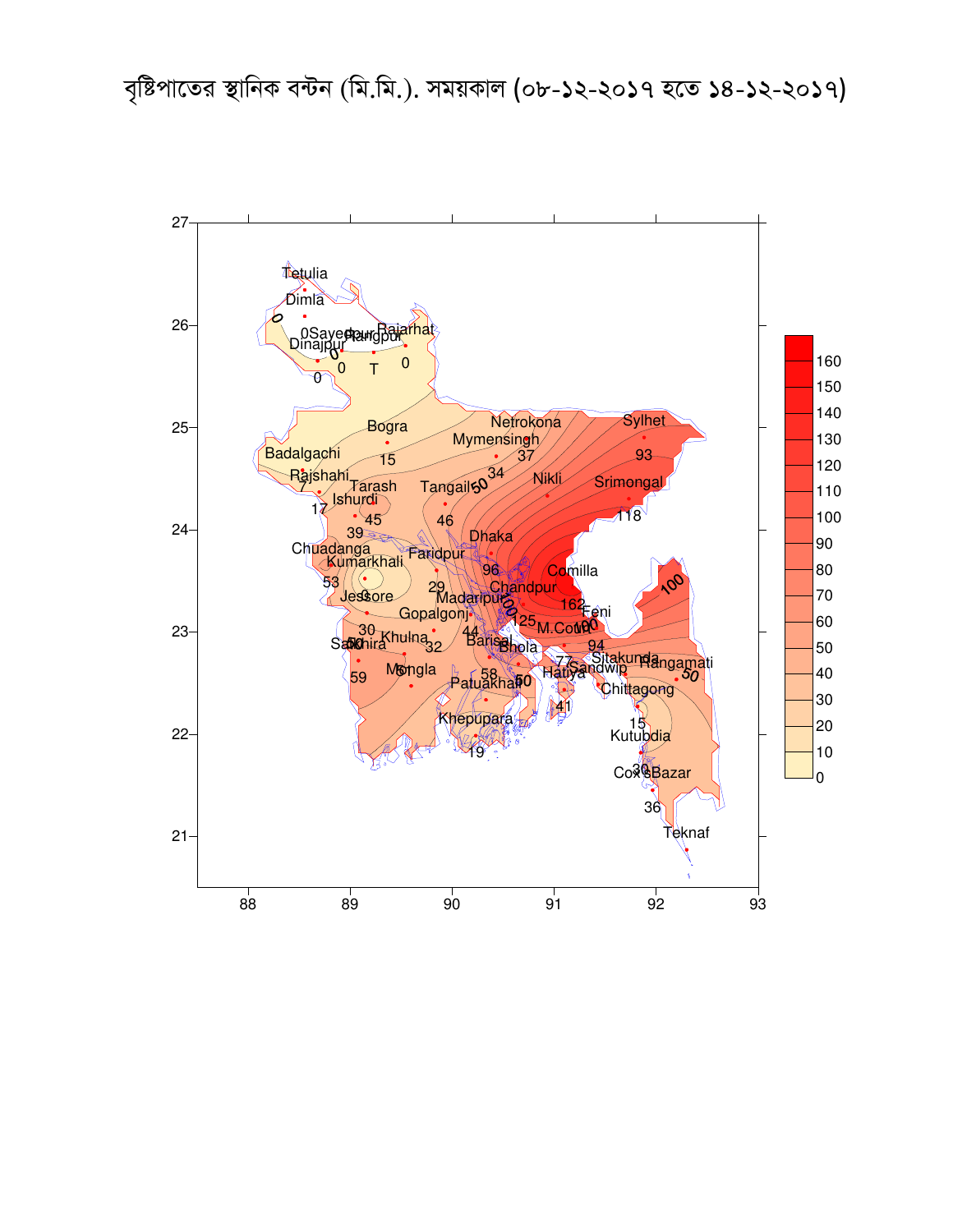# বৃষ্টিপাতের স্থানিক বন্টন (মি.মি.). সময়কাল (০৮-১২-২০১৭ হতে ১৪-১২-২০১৭)

27
26
25
24
23
22
21

88
89
90
91
92
93

Tetulia
Dimla
0
0Sayedpur Rangpur Rajarhat
Dinajpur
0 0 T 0
Bogra
15
Badalgachi
Rajshahi
7
17
Tarash
Ishurdi
45
39
Netrokona
Mymensingh
37
34
Tangail
46
Sylhet
93
Nikli
Srimongal
118
Dhaka
96
Chuadanga
Kumarkhali
53
Faridpur
29
Jessore
30
Madaripur
Gopalgonj
44
Comilla
Chandpur
162
125
Feni
M.Court
100
94
Satkhira
59
Khulna
32
Mongla
Barisal
58
Bhola
Patuakhali
Khepupara
19
Hatiya
77
Sandwip
Sitakunda
Rangamati
Chittagong
41
15
Kutubdia
30
CoxsBazar
36
Teknaf

0
10
20
30
40
50
60
70
80
90
100
110
120
130
140
150
160